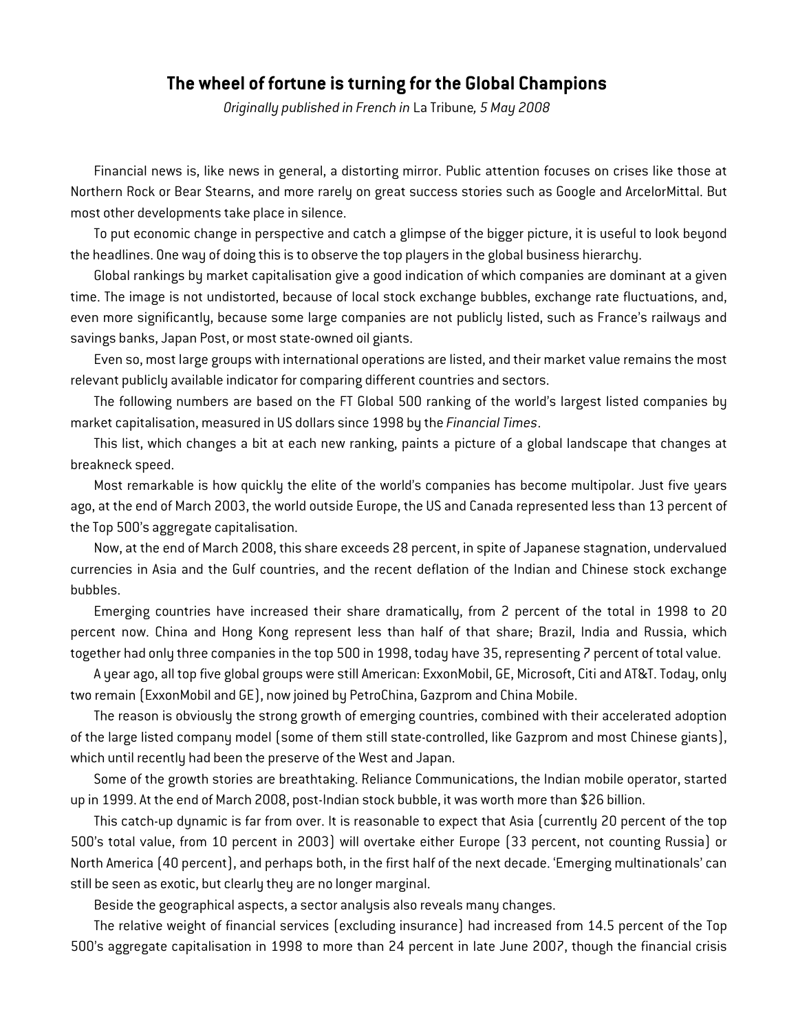## The wheel of fortune is turning for the Global Champions

*Originally published in French in* La Tribune*, 5 May 2008*

Financial news is, like news in general, a distorting mirror. Public attention focuses on crises like those at Northern Rock or Bear Stearns, and more rarely on great success stories such as Google and ArcelorMittal. But most other developments take place in silence.

To put economic change in perspective and catch a glimpse of the bigger picture, it is useful to look beyond the headlines. One way of doing this is to observe the top players in the global business hierarchy.

Global rankings by market capitalisation give a good indication of which companies are dominant at a given time. The image is not undistorted, because of local stock exchange bubbles, exchange rate fluctuations, and, even more significantly, because some large companies are not publicly listed, such as France's railways and savings banks, Japan Post, or most state-owned oil giants.

Even so, most large groups with international operations are listed, and their market value remains the most relevant publicly available indicator for comparing different countries and sectors.

The following numbers are based on the FT Global 500 ranking of the world's largest listed companies by market capitalisation, measured in US dollars since 1998 by the *Financial Times*.

This list, which changes a bit at each new ranking, paints a picture of a global landscape that changes at breakneck speed.

Most remarkable is how quickly the elite of the world's companies has become multipolar. Just five years ago, at the end of March 2003, the world outside Europe, the US and Canada represented less than 13 percent of the Top 500's aggregate capitalisation.

Now, at the end of March 2008, this share exceeds 28 percent, in spite of Japanese stagnation, undervalued currencies in Asia and the Gulf countries, and the recent deflation of the Indian and Chinese stock exchange bubbles.

Emerging countries have increased their share dramatically, from 2 percent of the total in 1998 to 20 percent now. China and Hong Kong represent less than half of that share; Brazil, India and Russia, which together had only three companies in the top 500 in 1998, today have 35, representing 7 percent of total value.

A year ago, all top five global groups were still American: ExxonMobil, GE, Microsoft, Citi and AT&T. Today, only two remain (ExxonMobil and GE), now joined by PetroChina, Gazprom and China Mobile.

The reason is obviously the strong growth of emerging countries, combined with their accelerated adoption of the large listed company model (some of them still state-controlled, like Gazprom and most Chinese giants), which until recently had been the preserve of the West and Japan.

Some of the growth stories are breathtaking. Reliance Communications, the Indian mobile operator, started up in 1999. At the end of March 2008, post-Indian stock bubble, it was worth more than $26 billion.

This catch-up dynamic is far from over. It is reasonable to expect that Asia (currently 20 percent of the top 500's total value, from 10 percent in 2003) will overtake either Europe (33 percent, not counting Russia) or North America (40 percent), and perhaps both, in the first half of the next decade. 'Emerging multinationals' can still be seen as exotic, but clearly they are no longer marginal.

Beside the geographical aspects, a sector analysis also reveals many changes.

The relative weight of financial services (excluding insurance) had increased from 14.5 percent of the Top 500's aggregate capitalisation in 1998 to more than 24 percent in late June 2007, though the financial crisis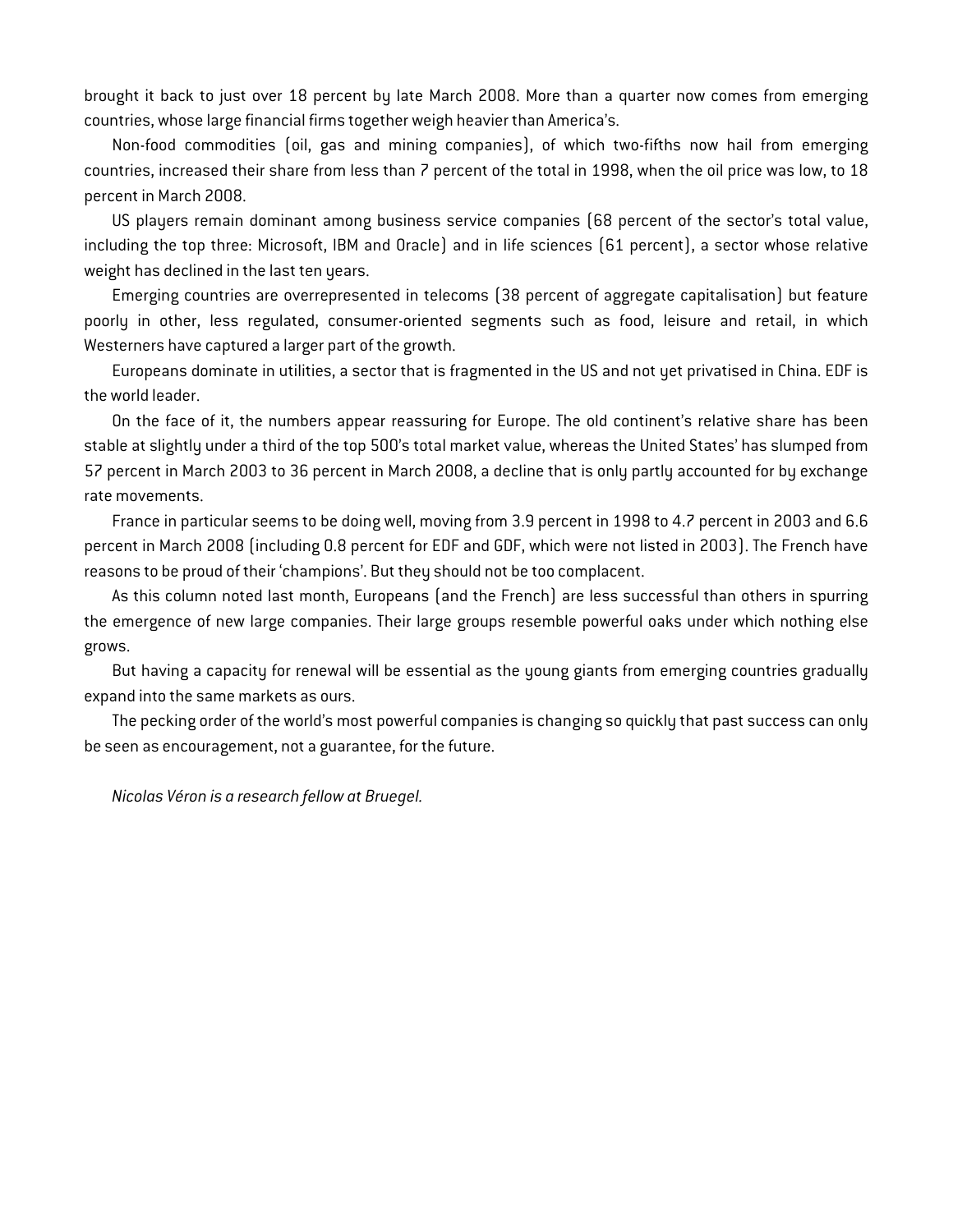brought it back to just over 18 percent by late March 2008. More than a quarter now comes from emerging countries, whose large financial firms together weigh heavier than America's.

Non-food commodities (oil, gas and mining companies), of which two-fifths now hail from emerging countries, increased their share from less than 7 percent of the total in 1998, when the oil price was low, to 18 percent in March 2008.

US players remain dominant among business service companies (68 percent of the sector's total value, including the top three: Microsoft, IBM and Oracle) and in life sciences (61 percent), a sector whose relative weight has declined in the last ten years.

Emerging countries are overrepresented in telecoms (38 percent of aggregate capitalisation) but feature poorly in other, less regulated, consumer-oriented segments such as food, leisure and retail, in which Westerners have captured a larger part of the growth.

Europeans dominate in utilities, a sector that is fragmented in the US and not yet privatised in China. EDF is the world leader.

On the face of it, the numbers appear reassuring for Europe. The old continent's relative share has been stable at slightly under a third of the top 500's total market value, whereas the United States' has slumped from 57 percent in March 2003 to 36 percent in March 2008, a decline that is only partly accounted for by exchange rate movements.

France in particular seems to be doing well, moving from 3.9 percent in 1998 to 4.7 percent in 2003 and 6.6 percent in March 2008 (including 0.8 percent for EDF and GDF, which were not listed in 2003). The French have reasons to be proud of their 'champions'. But they should not be too complacent.

As this column noted last month, Europeans (and the French) are less successful than others in spurring the emergence of new large companies. Their large groups resemble powerful oaks under which nothing else grows.

But having a capacity for renewal will be essential as the young giants from emerging countries gradually expand into the same markets as ours.

The pecking order of the world's most powerful companies is changing so quickly that past success can only be seen as encouragement, not a guarantee, for the future.

*Nicolas Véron is a research fellow at Bruegel.*